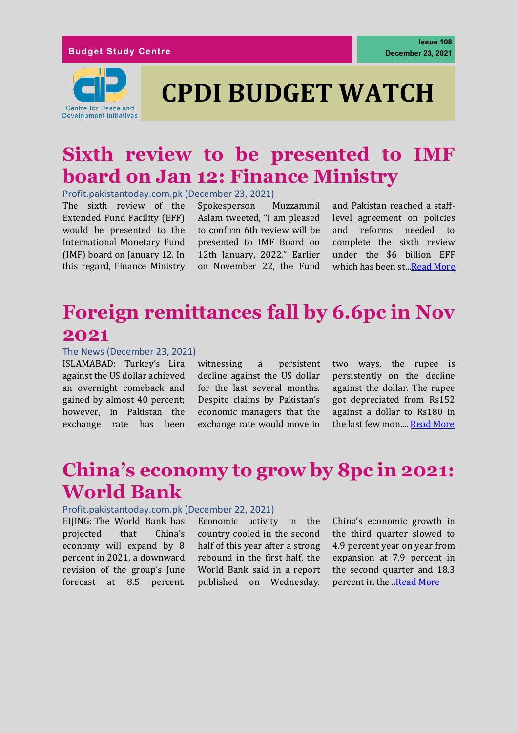Budget Study Centre

Issue 108
December 23, 2021

Centre for Peace and Development Initiatives

# CPDI BUDGET WATCH

## Sixth review to be presented to IMF board on Jan 12: Finance Ministry

Profit.pakistantoday.com.pk (December 23, 2021)

The sixth review of the Extended Fund Facility (EFF) would be presented to the International Monetary Fund (IMF) board on January 12. In this regard, Finance Ministry Spokesperson Muzzammil Aslam tweeted, "I am pleased to confirm 6th review will be presented to IMF Board on 12th January, 2022." Earlier on November 22, the Fund and Pakistan reached a staff-level agreement on policies and reforms needed to complete the sixth review under the $6 billion EFF which has been st...Read More

## Foreign remittances fall by 6.6pc in Nov 2021

The News (December 23, 2021)

ISLAMABAD: Turkey's Lira against the US dollar achieved an overnight comeback and gained by almost 40 percent; however, in Pakistan the exchange rate has been witnessing a persistent decline against the US dollar for the last several months. Despite claims by Pakistan's economic managers that the exchange rate would move in two ways, the rupee is persistently on the decline against the dollar. The rupee got depreciated from Rs152 against a dollar to Rs180 in the last few mon.... Read More

## China's economy to grow by 8pc in 2021: World Bank

Profit.pakistantoday.com.pk (December 22, 2021)

EIJING: The World Bank has projected that China's economy will expand by 8 percent in 2021, a downward revision of the group's June forecast at 8.5 percent. Economic activity in the country cooled in the second half of this year after a strong rebound in the first half, the World Bank said in a report published on Wednesday. China's economic growth in the third quarter slowed to 4.9 percent year on year from expansion at 7.9 percent in the second quarter and 18.3 percent in the ..Read More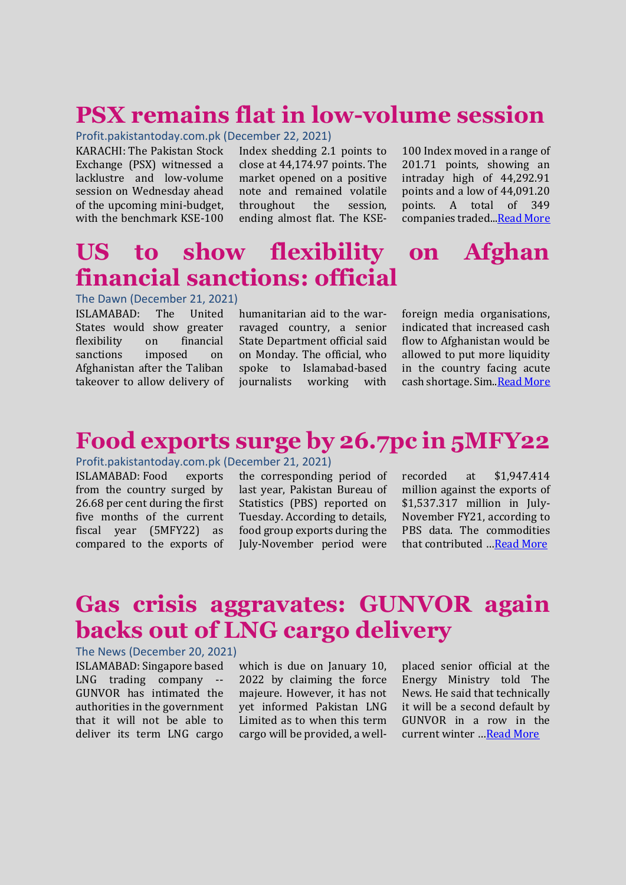# PSX remains flat in low-volume session

Profit.pakistantoday.com.pk (December 22, 2021)

KARACHI: The Pakistan Stock Exchange (PSX) witnessed a lacklustre and low-volume session on Wednesday ahead of the upcoming mini-budget, with the benchmark KSE-100 Index shedding 2.1 points to close at 44,174.97 points. The market opened on a positive note and remained volatile throughout the session, ending almost flat. The KSE-100 Index moved in a range of 201.71 points, showing an intraday high of 44,292.91 points and a low of 44,091.20 points. A total of 349 companies traded...Read More

# US to show flexibility on Afghan financial sanctions: official

The Dawn (December 21, 2021)

ISLAMABAD: The United States would show greater flexibility on financial sanctions imposed on Afghanistan after the Taliban takeover to allow delivery of humanitarian aid to the war-ravaged country, a senior State Department official said on Monday. The official, who spoke to Islamabad-based journalists working with foreign media organisations, indicated that increased cash flow to Afghanistan would be allowed to put more liquidity in the country facing acute cash shortage. Sim..Read More

# Food exports surge by 26.7pc in 5MFY22

Profit.pakistantoday.com.pk (December 21, 2021)

ISLAMABAD: Food exports from the country surged by 26.68 per cent during the first five months of the current fiscal year (5MFY22) as compared to the exports of the corresponding period of last year, Pakistan Bureau of Statistics (PBS) reported on Tuesday. According to details, food group exports during the July-November period were recorded at $1,947.414 million against the exports of $1,537.317 million in July-November FY21, according to PBS data. The commodities that contributed …Read More

# Gas crisis aggravates: GUNVOR again backs out of LNG cargo delivery

The News (December 20, 2021)

ISLAMABAD: Singapore based LNG trading company -- GUNVOR has intimated the authorities in the government that it will not be able to deliver its term LNG cargo which is due on January 10, 2022 by claiming the force majeure. However, it has not yet informed Pakistan LNG Limited as to when this term cargo will be provided, a well-placed senior official at the Energy Ministry told The News. He said that technically it will be a second default by GUNVOR in a row in the current winter …Read More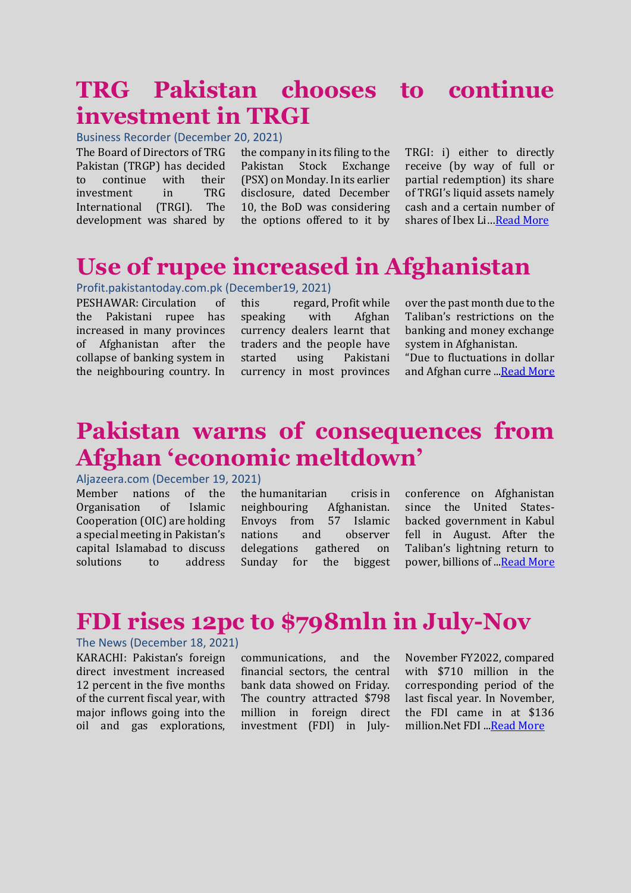# TRG Pakistan chooses to continue investment in TRGI

Business Recorder (December 20, 2021)

The Board of Directors of TRG Pakistan (TRGP) has decided to continue with their investment in TRG International (TRGI). The development was shared by the company in its filing to the Pakistan Stock Exchange (PSX) on Monday. In its earlier disclosure, dated December 10, the BoD was considering the options offered to it by TRGI: i) either to directly receive (by way of full or partial redemption) its share of TRGI's liquid assets namely cash and a certain number of shares of Ibex Li ...Read More

# Use of rupee increased in Afghanistan

Profit.pakistantoday.com.pk (December19, 2021)

PESHAWAR: Circulation of the Pakistani rupee has increased in many provinces of Afghanistan after the collapse of banking system in the neighbouring country. In this regard, Profit while speaking with Afghan currency dealers learnt that traders and the people have started using Pakistani currency in most provinces over the past month due to the Taliban's restrictions on the banking and money exchange system in Afghanistan.

"Due to fluctuations in dollar and Afghan curre ...Read More

# Pakistan warns of consequences from Afghan 'economic meltdown'

Aljazeera.com (December 19, 2021)

Member nations of the Organisation of Islamic Cooperation (OIC) are holding a special meeting in Pakistan's capital Islamabad to discuss solutions to address the humanitarian crisis in neighbouring Afghanistan. Envoys from 57 Islamic nations and observer delegations gathered on Sunday for the biggest conference on Afghanistan since the United States-backed government in Kabul fell in August. After the Taliban's lightning return to power, billions of ...Read More

# FDI rises 12pc to $798mln in July-Nov

The News (December 18, 2021)

KARACHI: Pakistan's foreign direct investment increased 12 percent in the five months of the current fiscal year, with major inflows going into the oil and gas explorations, communications, and the financial sectors, the central bank data showed on Friday. The country attracted $798 million in foreign direct investment (FDI) in July-November FY2022, compared with $710 million in the corresponding period of the last fiscal year. In November, the FDI came in at $136 million.Net FDI ...Read More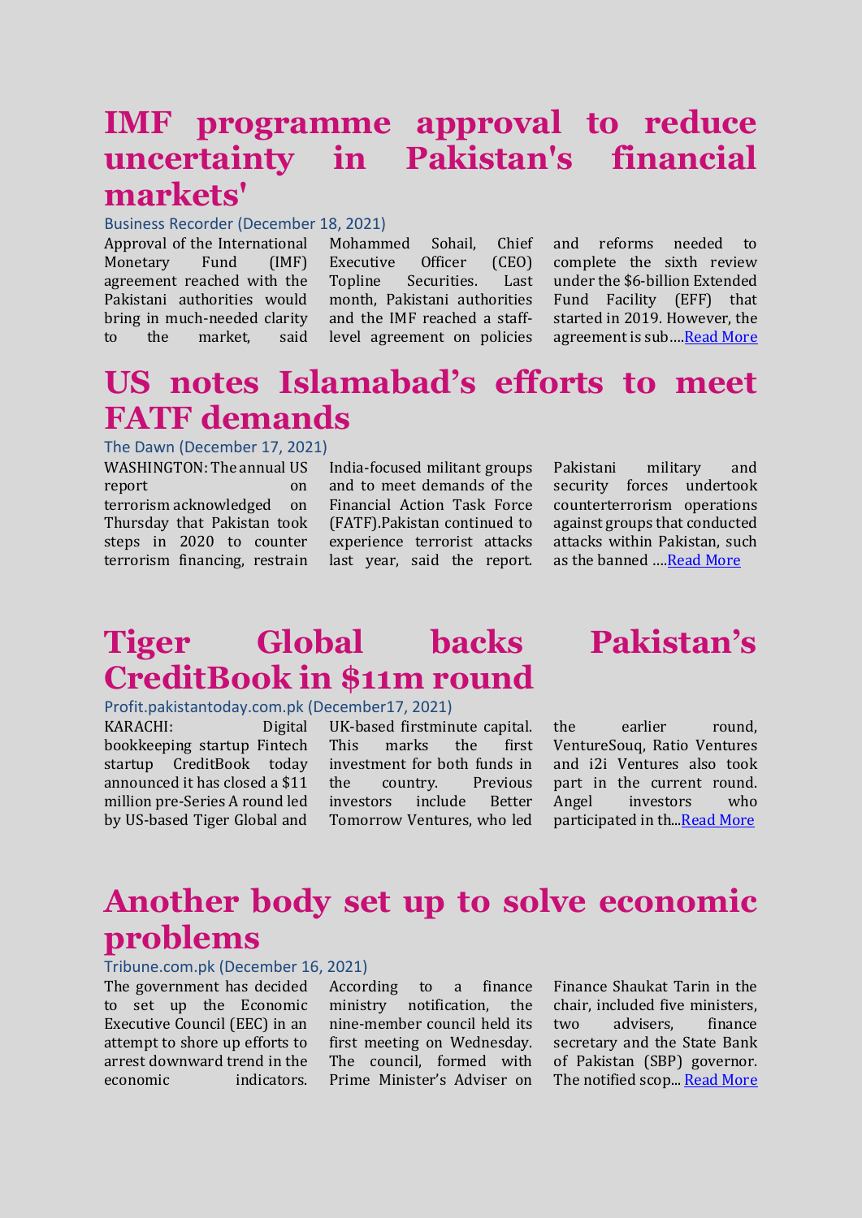# IMF programme approval to reduce uncertainty in Pakistan's financial markets'

Business Recorder (December 18, 2021)

Approval of the International Monetary Fund (IMF) agreement reached with the Pakistani authorities would bring in much-needed clarity to the market, said Mohammed Sohail, Chief Executive Officer (CEO) Topline Securities. Last month, Pakistani authorities and the IMF reached a staff-level agreement on policies and reforms needed to complete the sixth review under the $6-billion Extended Fund Facility (EFF) that started in 2019. However, the agreement is sub….Read More

# US notes Islamabad's efforts to meet FATF demands

The Dawn (December 17, 2021)

WASHINGTON: The annual US report on terrorism acknowledged on Thursday that Pakistan took steps in 2020 to counter terrorism financing, restrain India-focused militant groups and to meet demands of the Financial Action Task Force (FATF).Pakistan continued to experience terrorist attacks last year, said the report. Pakistani military and security forces undertook counterterrorism operations against groups that conducted attacks within Pakistan, such as the banned ….Read More

# Tiger Global backs Pakistan's CreditBook in $11m round

Profit.pakistantoday.com.pk (December17, 2021)

KARACHI: Digital bookkeeping startup Fintech startup CreditBook today announced it has closed a $11 million pre-Series A round led by US-based Tiger Global and UK-based firstminute capital. This marks the first investment for both funds in the country. Previous investors include Better Tomorrow Ventures, who led the earlier round, VentureSouq, Ratio Ventures and i2i Ventures also took part in the current round. Angel investors who participated in th...Read More

# Another body set up to solve economic problems

Tribune.com.pk (December 16, 2021)

The government has decided to set up the Economic Executive Council (EEC) in an attempt to shore up efforts to arrest downward trend in the economic indicators. According to a finance ministry notification, the nine-member council held its first meeting on Wednesday. The council, formed with Prime Minister's Adviser on Finance Shaukat Tarin in the chair, included five ministers, two advisers, finance secretary and the State Bank of Pakistan (SBP) governor. The notified scop... Read More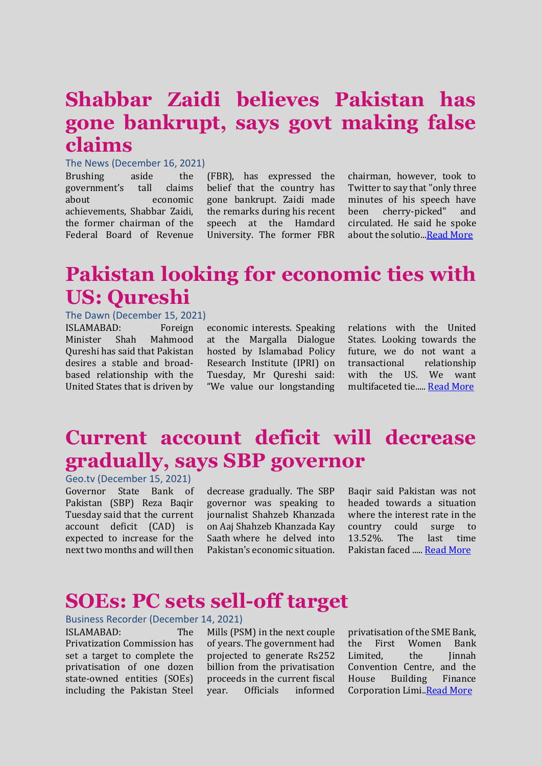# Shabbar Zaidi believes Pakistan has gone bankrupt, says govt making false claims

The News (December 16, 2021)

Brushing aside the government's tall claims about economic achievements, Shabbar Zaidi, the former chairman of the Federal Board of Revenue (FBR), has expressed the belief that the country has gone bankrupt. Zaidi made the remarks during his recent speech at the Hamdard University. The former FBR chairman, however, took to Twitter to say that "only three minutes of his speech have been cherry-picked" and circulated. He said he spoke about the solutio...Read More

# Pakistan looking for economic ties with US: Qureshi

The Dawn (December 15, 2021)

ISLAMABAD: Foreign Minister Shah Mahmood Qureshi has said that Pakistan desires a stable and broad-based relationship with the United States that is driven by economic interests. Speaking at the Margalla Dialogue hosted by Islamabad Policy Research Institute (IPRI) on Tuesday, Mr Qureshi said: "We value our longstanding relations with the United States. Looking towards the future, we do not want a transactional relationship with the US. We want multifaceted tie..... Read More

# Current account deficit will decrease gradually, says SBP governor

Geo.tv (December 15, 2021)

Governor State Bank of Pakistan (SBP) Reza Baqir Tuesday said that the current account deficit (CAD) is expected to increase for the next two months and will then decrease gradually. The SBP governor was speaking to journalist Shahzeb Khanzada on Aaj Shahzeb Khanzada Kay Saath where he delved into Pakistan's economic situation. Baqir said Pakistan was not headed towards a situation where the interest rate in the country could surge to 13.52%. The last time Pakistan faced ..... Read More

# SOEs: PC sets sell-off target

Business Recorder (December 14, 2021)

ISLAMABAD: The Privatization Commission has set a target to complete the privatisation of one dozen state-owned entities (SOEs) including the Pakistan Steel Mills (PSM) in the next couple of years. The government had projected to generate Rs252 billion from the privatisation proceeds in the current fiscal year. Officials informed privatisation of the SME Bank, the First Women Bank Limited, the Jinnah Convention Centre, and the House Building Finance Corporation Limi..Read More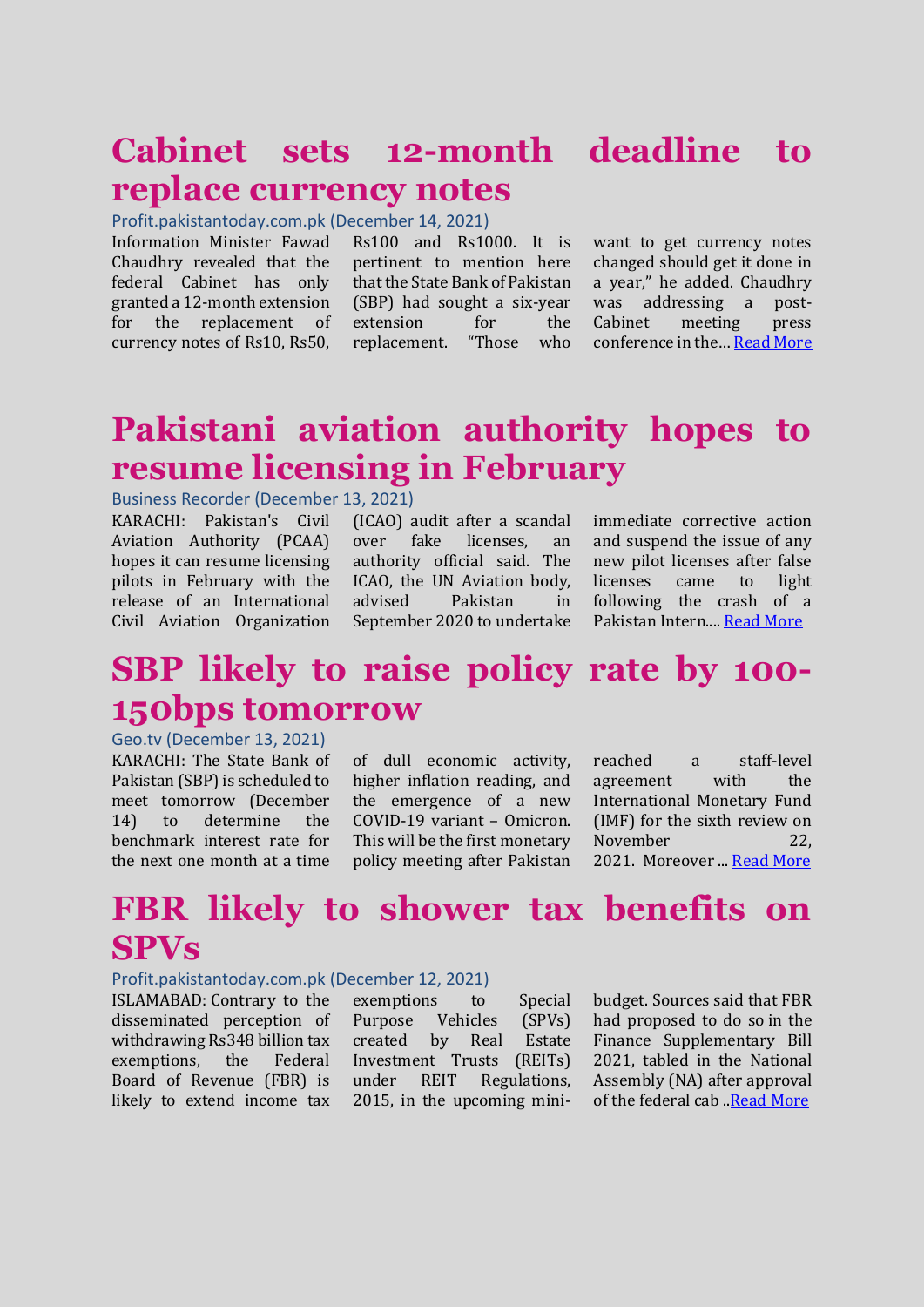# Cabinet sets 12-month deadline to replace currency notes

Profit.pakistantoday.com.pk (December 14, 2021)

Information Minister Fawad Chaudhry revealed that the federal Cabinet has only granted a 12-month extension for the replacement of currency notes of Rs10, Rs50, Rs100 and Rs1000. It is pertinent to mention here that the State Bank of Pakistan (SBP) had sought a six-year extension for the replacement. "Those who want to get currency notes changed should get it done in a year," he added. Chaudhry was addressing a post-Cabinet meeting press conference in the… Read More

# Pakistani aviation authority hopes to resume licensing in February

Business Recorder (December 13, 2021)

KARACHI: Pakistan's Civil Aviation Authority (PCAA) hopes it can resume licensing pilots in February with the release of an International Civil Aviation Organization (ICAO) audit after a scandal over fake licenses, an authority official said. The ICAO, the UN Aviation body, advised Pakistan in September 2020 to undertake immediate corrective action and suspend the issue of any new pilot licenses after false licenses came to light following the crash of a Pakistan Intern…. Read More

# SBP likely to raise policy rate by 100-150bps tomorrow

Geo.tv (December 13, 2021)

KARACHI: The State Bank of Pakistan (SBP) is scheduled to meet tomorrow (December 14) to determine the benchmark interest rate for the next one month at a time of dull economic activity, higher inflation reading, and the emergence of a new COVID-19 variant – Omicron. This will be the first monetary policy meeting after Pakistan reached a staff-level agreement with the International Monetary Fund (IMF) for the sixth review on November 22, 2021. Moreover ... Read More

# FBR likely to shower tax benefits on SPVs

Profit.pakistantoday.com.pk (December 12, 2021)

ISLAMABAD: Contrary to the disseminated perception of withdrawing Rs348 billion tax exemptions, the Federal Board of Revenue (FBR) is likely to extend income tax exemptions to Special Purpose Vehicles (SPVs) created by Real Estate Investment Trusts (REITs) under REIT Regulations, 2015, in the upcoming mini-budget. Sources said that FBR had proposed to do so in the Finance Supplementary Bill 2021, tabled in the National Assembly (NA) after approval of the federal cab ..Read More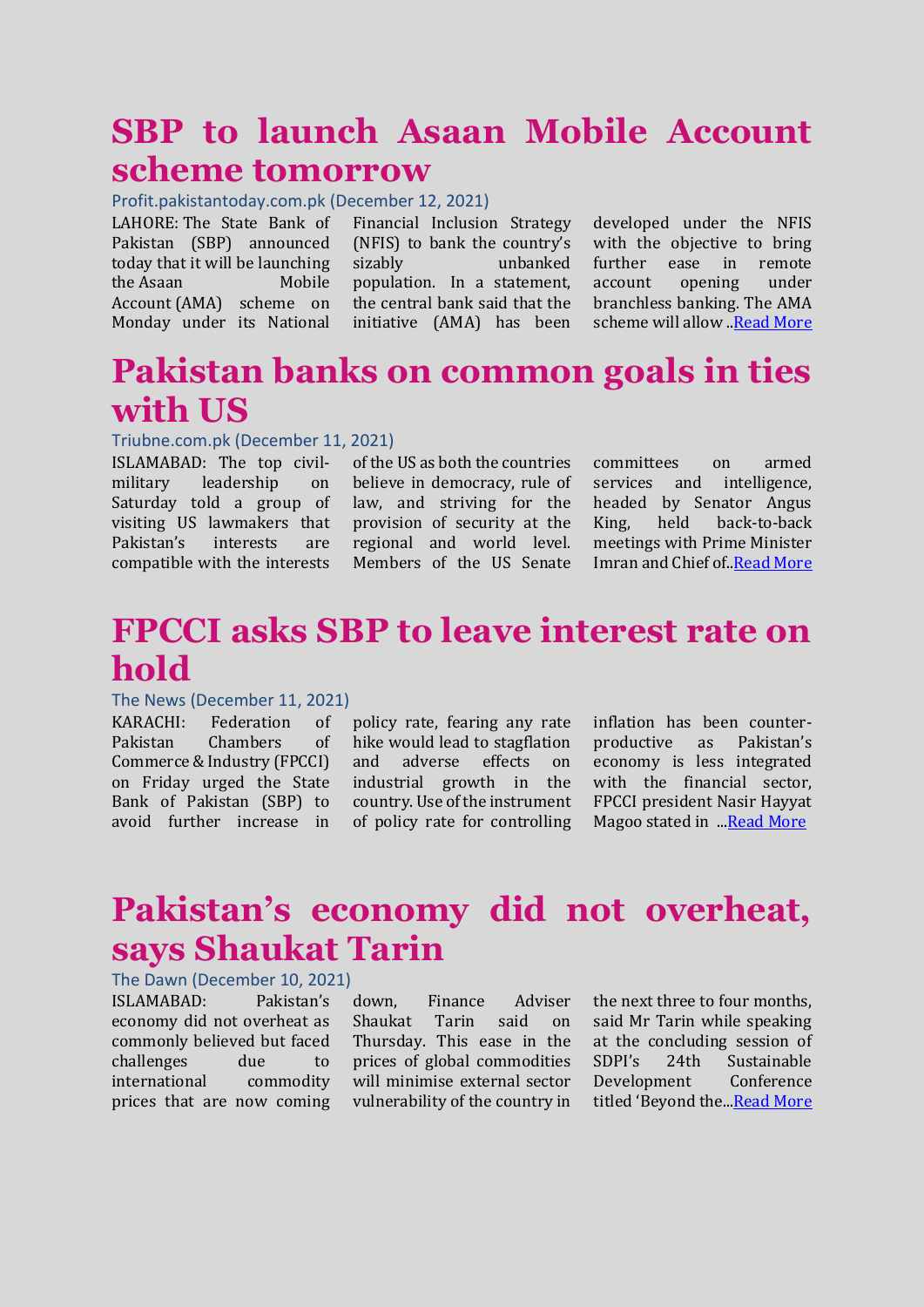# SBP to launch Asaan Mobile Account scheme tomorrow

Profit.pakistantoday.com.pk (December 12, 2021)

LAHORE: The State Bank of Pakistan (SBP) announced today that it will be launching the Asaan Mobile Account (AMA) scheme on Monday under its National Financial Inclusion Strategy (NFIS) to bank the country's sizably unbanked population. In a statement, the central bank said that the initiative (AMA) has been developed under the NFIS with the objective to bring further ease in remote account opening under branchless banking. The AMA scheme will allow ..Read More

# Pakistan banks on common goals in ties with US

Triubne.com.pk (December 11, 2021)

ISLAMABAD: The top civil-military leadership on Saturday told a group of visiting US lawmakers that Pakistan's interests are compatible with the interests of the US as both the countries believe in democracy, rule of law, and striving for the provision of security at the regional and world level. Members of the US Senate committees on armed services and intelligence, headed by Senator Angus King, held back-to-back meetings with Prime Minister Imran and Chief of..Read More

# FPCCI asks SBP to leave interest rate on hold

The News (December 11, 2021)

KARACHI: Federation of Pakistan Chambers of Commerce & Industry (FPCCI) on Friday urged the State Bank of Pakistan (SBP) to avoid further increase in policy rate, fearing any rate hike would lead to stagflation and adverse effects on industrial growth in the country. Use of the instrument of policy rate for controlling inflation has been counter-productive as Pakistan's economy is less integrated with the financial sector, FPCCI president Nasir Hayyat Magoo stated in ...Read More

# Pakistan's economy did not overheat, says Shaukat Tarin

The Dawn (December 10, 2021)

ISLAMABAD: Pakistan's economy did not overheat as commonly believed but faced challenges due to international commodity prices that are now coming down, Finance Adviser Shaukat Tarin said on Thursday. This ease in the prices of global commodities will minimise external sector vulnerability of the country in the next three to four months, said Mr Tarin while speaking at the concluding session of SDPI's 24th Sustainable Development Conference titled 'Beyond the...Read More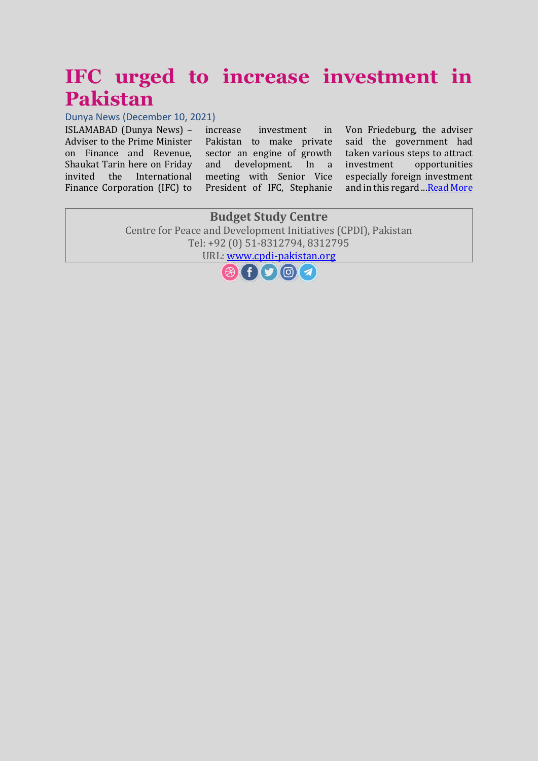# IFC urged to increase investment in Pakistan

Dunya News (December 10, 2021)

ISLAMABAD (Dunya News) – Adviser to the Prime Minister on Finance and Revenue, Shaukat Tarin here on Friday invited the International Finance Corporation (IFC) to increase investment in Pakistan to make private sector an engine of growth and development. In a meeting with Senior Vice President of IFC, Stephanie Von Friedeburg, the adviser said the government had taken various steps to attract investment opportunities especially foreign investment and in this regard ...Read More

**Budget Study Centre**
Centre for Peace and Development Initiatives (CPDI), Pakistan
Tel: +92 (0) 51-8312794, 8312795
URL: www.cpdi-pakistan.org